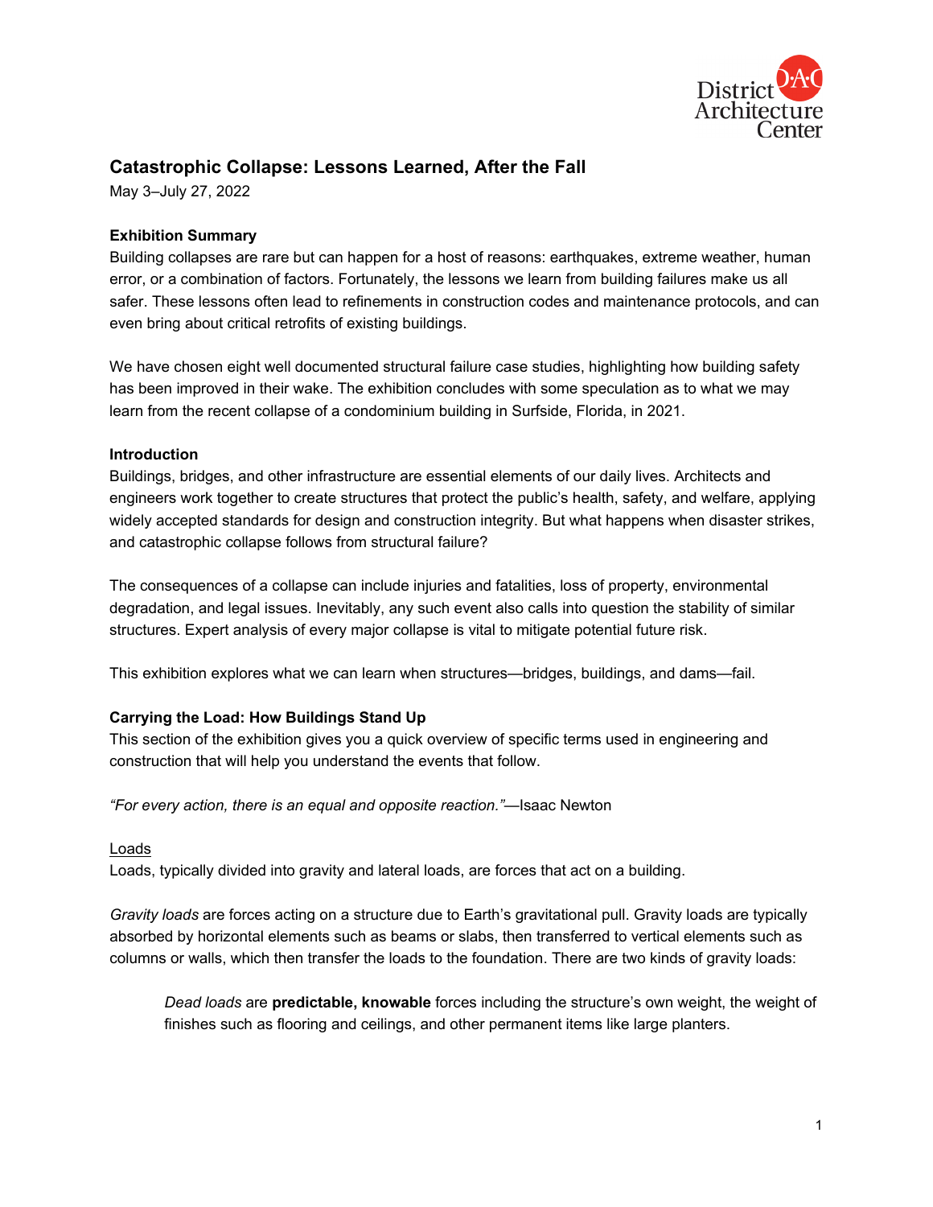District Architecture Center

# Catastrophic Collapse: Lessons Learned, After the Fall

May 3–July 27, 2022

## Exhibition Summary

Building collapses are rare but can happen for a host of reasons: earthquakes, extreme weather, human error, or a combination of factors. Fortunately, the lessons we learn from building failures make us all safer. These lessons often lead to refinements in construction codes and maintenance protocols, and can even bring about critical retrofits of existing buildings.

We have chosen eight well documented structural failure case studies, highlighting how building safety has been improved in their wake. The exhibition concludes with some speculation as to what we may learn from the recent collapse of a condominium building in Surfside, Florida, in 2021.

## Introduction

Buildings, bridges, and other infrastructure are essential elements of our daily lives. Architects and engineers work together to create structures that protect the public's health, safety, and welfare, applying widely accepted standards for design and construction integrity. But what happens when disaster strikes, and catastrophic collapse follows from structural failure?

The consequences of a collapse can include injuries and fatalities, loss of property, environmental degradation, and legal issues. Inevitably, any such event also calls into question the stability of similar structures. Expert analysis of every major collapse is vital to mitigate potential future risk.

This exhibition explores what we can learn when structures—bridges, buildings, and dams—fail.

## Carrying the Load: How Buildings Stand Up

This section of the exhibition gives you a quick overview of specific terms used in engineering and construction that will help you understand the events that follow.

*"For every action, there is an equal and opposite reaction."*—Isaac Newton

### Loads

Loads, typically divided into gravity and lateral loads, are forces that act on a building.

*Gravity loads* are forces acting on a structure due to Earth's gravitational pull. Gravity loads are typically absorbed by horizontal elements such as beams or slabs, then transferred to vertical elements such as columns or walls, which then transfer the loads to the foundation. There are two kinds of gravity loads:

> *Dead loads* are **predictable, knowable** forces including the structure's own weight, the weight of finishes such as flooring and ceilings, and other permanent items like large planters.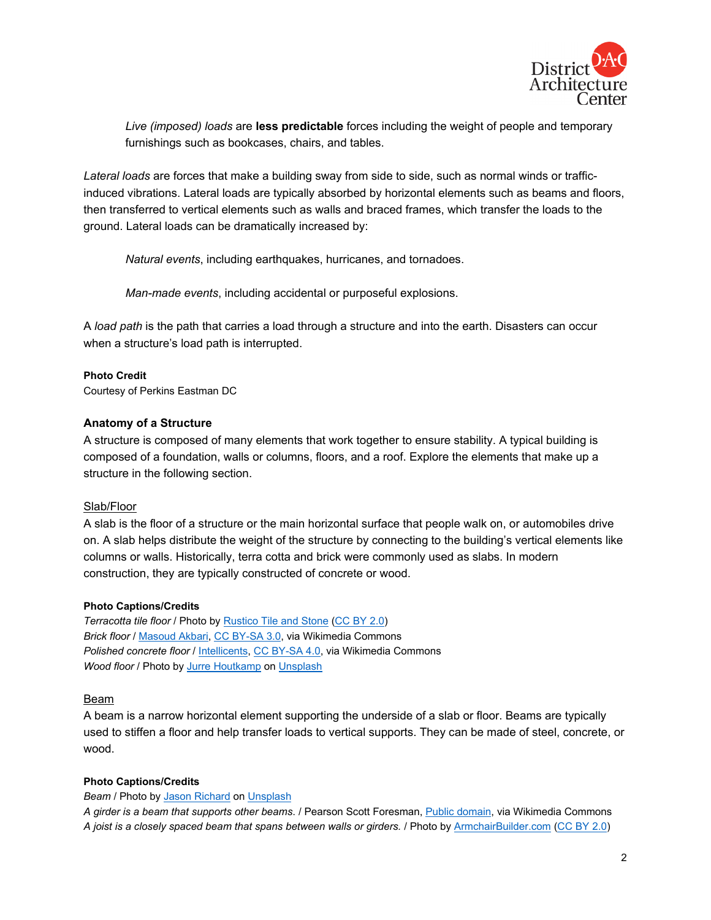*Live (imposed) loads* are **less predictable** forces including the weight of people and temporary furnishings such as bookcases, chairs, and tables.

*Lateral loads* are forces that make a building sway from side to side, such as normal winds or traffic-induced vibrations. Lateral loads are typically absorbed by horizontal elements such as beams and floors, then transferred to vertical elements such as walls and braced frames, which transfer the loads to the ground. Lateral loads can be dramatically increased by:

*Natural events*, including earthquakes, hurricanes, and tornadoes.

*Man-made events*, including accidental or purposeful explosions.

A *load path* is the path that carries a load through a structure and into the earth. Disasters can occur when a structure's load path is interrupted.

**Photo Credit**
Courtesy of Perkins Eastman DC

### Anatomy of a Structure

A structure is composed of many elements that work together to ensure stability. A typical building is composed of a foundation, walls or columns, floors, and a roof. Explore the elements that make up a structure in the following section.

#### Slab/Floor

A slab is the floor of a structure or the main horizontal surface that people walk on, or automobiles drive on. A slab helps distribute the weight of the structure by connecting to the building's vertical elements like columns or walls. Historically, terra cotta and brick were commonly used as slabs. In modern construction, they are typically constructed of concrete or wood.

**Photo Captions/Credits**
*Terracotta tile floor* / Photo by Rustico Tile and Stone (CC BY 2.0)
*Brick floor* / Masoud Akbari, CC BY-SA 3.0, via Wikimedia Commons
*Polished concrete floor* / Intellicents, CC BY-SA 4.0, via Wikimedia Commons
*Wood floor* / Photo by Jurre Houtkamp on Unsplash

#### Beam

A beam is a narrow horizontal element supporting the underside of a slab or floor. Beams are typically used to stiffen a floor and help transfer loads to vertical supports. They can be made of steel, concrete, or wood.

**Photo Captions/Credits**
*Beam* / Photo by Jason Richard on Unsplash
*A girder is a beam that supports other beams.* / Pearson Scott Foresman, Public domain, via Wikimedia Commons
*A joist is a closely spaced beam that spans between walls or girders.* / Photo by ArmchairBuilder.com (CC BY 2.0)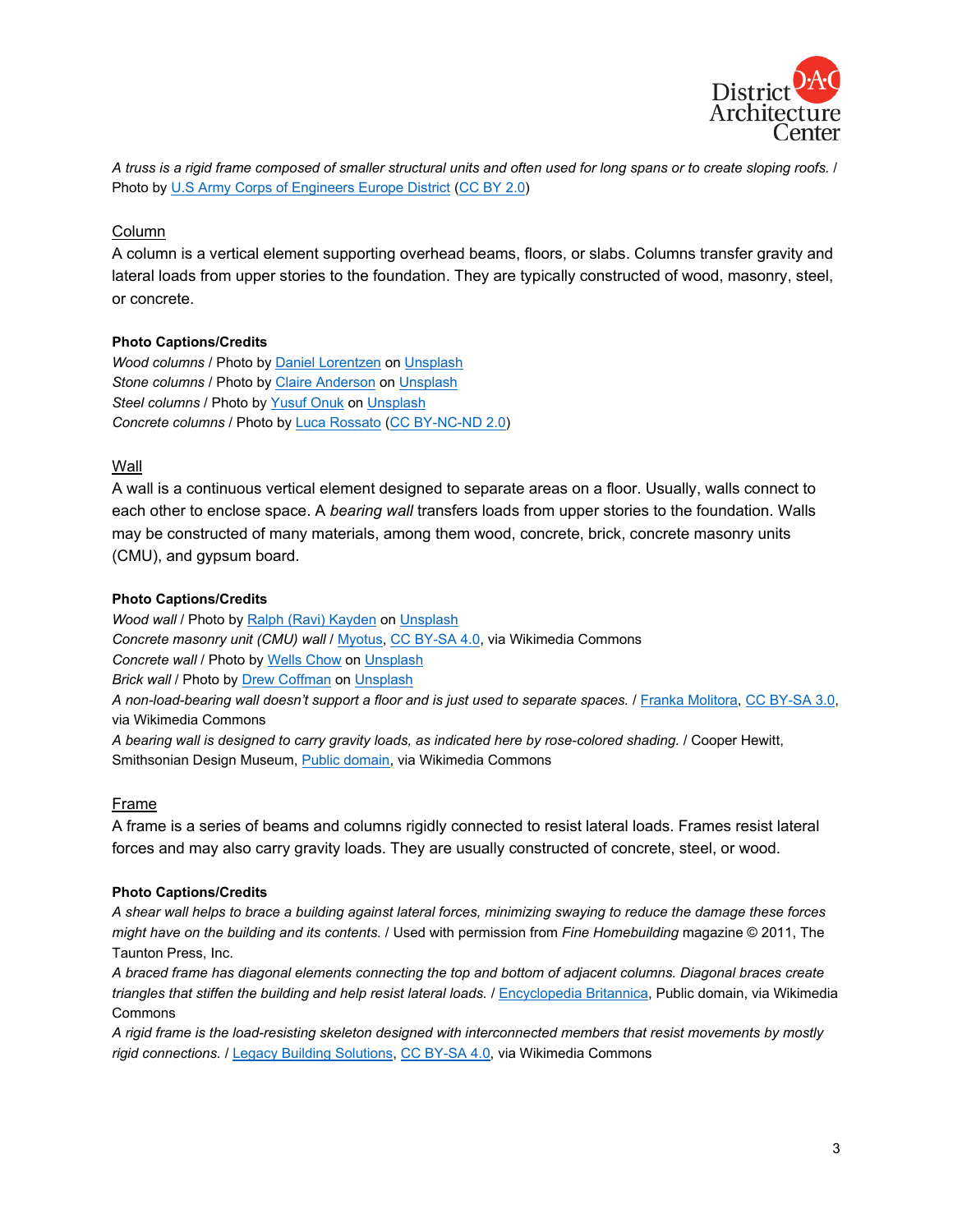*A truss is a rigid frame composed of smaller structural units and often used for long spans or to create sloping roofs.* / Photo by U.S Army Corps of Engineers Europe District (CC BY 2.0)

## Column

A column is a vertical element supporting overhead beams, floors, or slabs. Columns transfer gravity and lateral loads from upper stories to the foundation. They are typically constructed of wood, masonry, steel, or concrete.

**Photo Captions/Credits**

*Wood columns* / Photo by Daniel Lorentzen on Unsplash
*Stone columns* / Photo by Claire Anderson on Unsplash
*Steel columns* / Photo by Yusuf Onuk on Unsplash
*Concrete columns* / Photo by Luca Rossato (CC BY-NC-ND 2.0)

## Wall

A wall is a continuous vertical element designed to separate areas on a floor. Usually, walls connect to each other to enclose space. A *bearing wall* transfers loads from upper stories to the foundation. Walls may be constructed of many materials, among them wood, concrete, brick, concrete masonry units (CMU), and gypsum board.

**Photo Captions/Credits**

*Wood wall* / Photo by Ralph (Ravi) Kayden on Unsplash
*Concrete masonry unit (CMU) wall* / Myotus, CC BY-SA 4.0, via Wikimedia Commons
*Concrete wall* / Photo by Wells Chow on Unsplash
*Brick wall* / Photo by Drew Coffman on Unsplash
*A non-load-bearing wall doesn't support a floor and is just used to separate spaces.* / Franka Molitora, CC BY-SA 3.0, via Wikimedia Commons
*A bearing wall is designed to carry gravity loads, as indicated here by rose-colored shading.* / Cooper Hewitt, Smithsonian Design Museum, Public domain, via Wikimedia Commons

## Frame

A frame is a series of beams and columns rigidly connected to resist lateral loads. Frames resist lateral forces and may also carry gravity loads. They are usually constructed of concrete, steel, or wood.

**Photo Captions/Credits**

*A shear wall helps to brace a building against lateral forces, minimizing swaying to reduce the damage these forces might have on the building and its contents.* / Used with permission from *Fine Homebuilding* magazine © 2011, The Taunton Press, Inc.
*A braced frame has diagonal elements connecting the top and bottom of adjacent columns. Diagonal braces create triangles that stiffen the building and help resist lateral loads.* / Encyclopedia Britannica, Public domain, via Wikimedia Commons
*A rigid frame is the load-resisting skeleton designed with interconnected members that resist movements by mostly rigid connections.* / Legacy Building Solutions, CC BY-SA 4.0, via Wikimedia Commons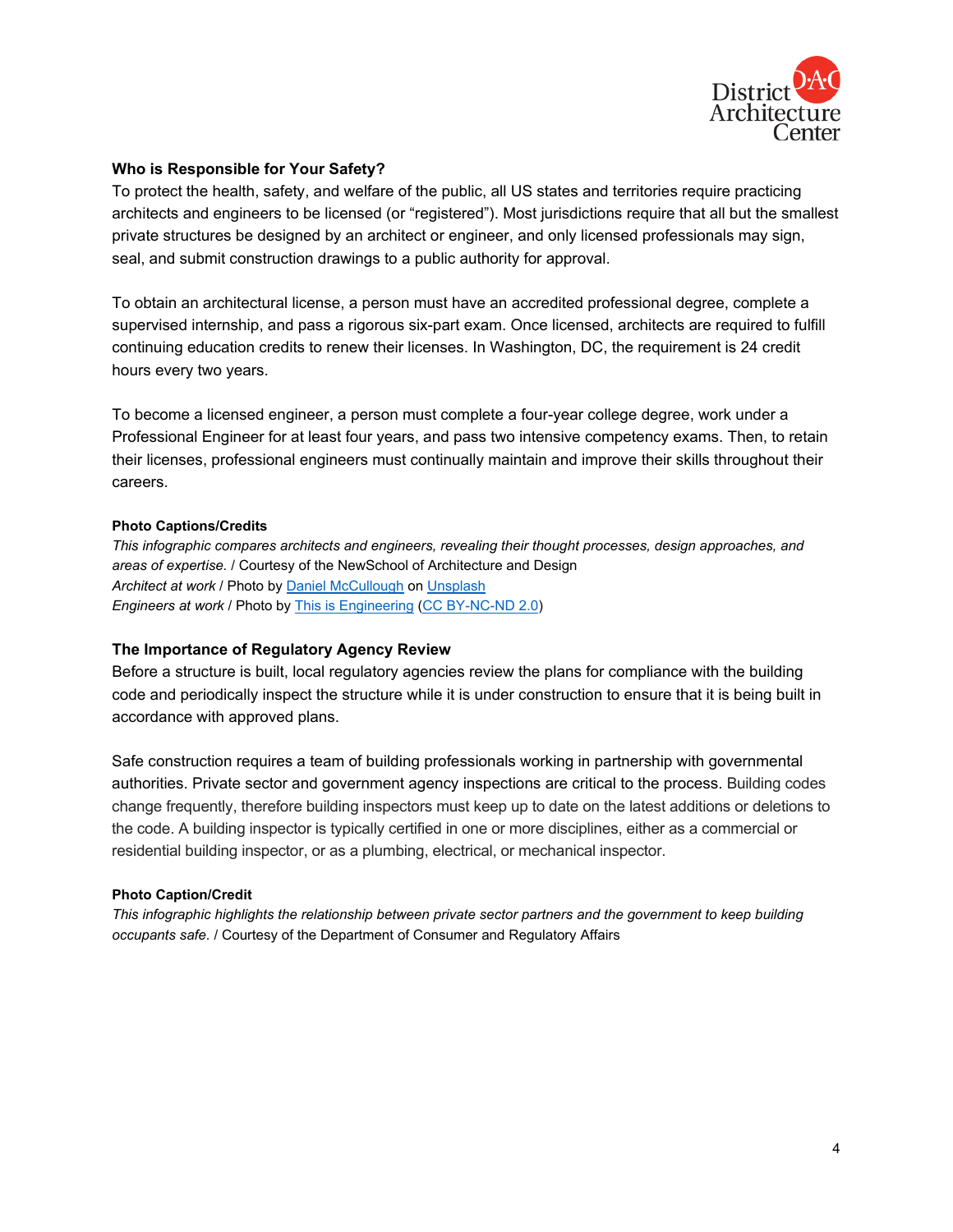### Who is Responsible for Your Safety?

To protect the health, safety, and welfare of the public, all US states and territories require practicing architects and engineers to be licensed (or "registered"). Most jurisdictions require that all but the smallest private structures be designed by an architect or engineer, and only licensed professionals may sign, seal, and submit construction drawings to a public authority for approval.

To obtain an architectural license, a person must have an accredited professional degree, complete a supervised internship, and pass a rigorous six-part exam. Once licensed, architects are required to fulfill continuing education credits to renew their licenses. In Washington, DC, the requirement is 24 credit hours every two years.

To become a licensed engineer, a person must complete a four-year college degree, work under a Professional Engineer for at least four years, and pass two intensive competency exams. Then, to retain their licenses, professional engineers must continually maintain and improve their skills throughout their careers.

#### Photo Captions/Credits

*This infographic compares architects and engineers, revealing their thought processes, design approaches, and areas of expertise.* / Courtesy of the NewSchool of Architecture and Design
*Architect at work* / Photo by Daniel McCullough on Unsplash
*Engineers at work* / Photo by This is Engineering (CC BY-NC-ND 2.0)

### The Importance of Regulatory Agency Review

Before a structure is built, local regulatory agencies review the plans for compliance with the building code and periodically inspect the structure while it is under construction to ensure that it is being built in accordance with approved plans.

Safe construction requires a team of building professionals working in partnership with governmental authorities. Private sector and government agency inspections are critical to the process. Building codes change frequently, therefore building inspectors must keep up to date on the latest additions or deletions to the code. A building inspector is typically certified in one or more disciplines, either as a commercial or residential building inspector, or as a plumbing, electrical, or mechanical inspector.

#### Photo Caption/Credit

*This infographic highlights the relationship between private sector partners and the government to keep building occupants safe.* / Courtesy of the Department of Consumer and Regulatory Affairs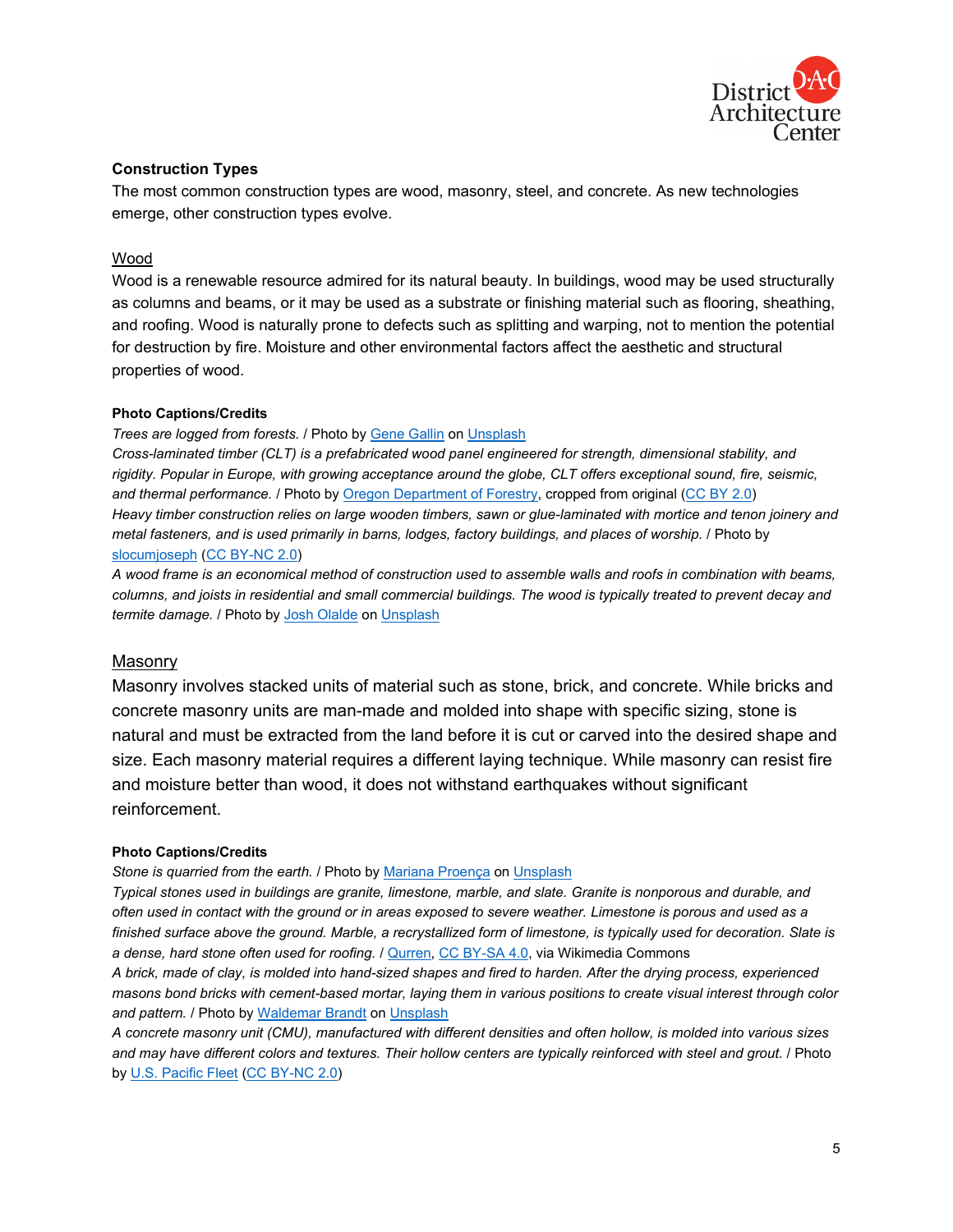### Construction Types

The most common construction types are wood, masonry, steel, and concrete. As new technologies emerge, other construction types evolve.

#### Wood

Wood is a renewable resource admired for its natural beauty. In buildings, wood may be used structurally as columns and beams, or it may be used as a substrate or finishing material such as flooring, sheathing, and roofing. Wood is naturally prone to defects such as splitting and warping, not to mention the potential for destruction by fire. Moisture and other environmental factors affect the aesthetic and structural properties of wood.

**Photo Captions/Credits**

*Trees are logged from forests.* / Photo by Gene Gallin on Unsplash

*Cross-laminated timber (CLT) is a prefabricated wood panel engineered for strength, dimensional stability, and rigidity. Popular in Europe, with growing acceptance around the globe, CLT offers exceptional sound, fire, seismic, and thermal performance.* / Photo by Oregon Department of Forestry, cropped from original (CC BY 2.0)

*Heavy timber construction relies on large wooden timbers, sawn or glue-laminated with mortice and tenon joinery and metal fasteners, and is used primarily in barns, lodges, factory buildings, and places of worship.* / Photo by slocumjoseph (CC BY-NC 2.0)

*A wood frame is an economical method of construction used to assemble walls and roofs in combination with beams, columns, and joists in residential and small commercial buildings. The wood is typically treated to prevent decay and termite damage.* / Photo by Josh Olalde on Unsplash

#### Masonry

Masonry involves stacked units of material such as stone, brick, and concrete. While bricks and concrete masonry units are man-made and molded into shape with specific sizing, stone is natural and must be extracted from the land before it is cut or carved into the desired shape and size. Each masonry material requires a different laying technique. While masonry can resist fire and moisture better than wood, it does not withstand earthquakes without significant reinforcement.

**Photo Captions/Credits**

*Stone is quarried from the earth.* / Photo by Mariana Proença on Unsplash

*Typical stones used in buildings are granite, limestone, marble, and slate. Granite is nonporous and durable, and often used in contact with the ground or in areas exposed to severe weather. Limestone is porous and used as a finished surface above the ground. Marble, a recrystallized form of limestone, is typically used for decoration. Slate is a dense, hard stone often used for roofing.* / Qurren, CC BY-SA 4.0, via Wikimedia Commons

*A brick, made of clay, is molded into hand-sized shapes and fired to harden. After the drying process, experienced masons bond bricks with cement-based mortar, laying them in various positions to create visual interest through color and pattern.* / Photo by Waldemar Brandt on Unsplash

*A concrete masonry unit (CMU), manufactured with different densities and often hollow, is molded into various sizes and may have different colors and textures. Their hollow centers are typically reinforced with steel and grout.* / Photo by U.S. Pacific Fleet (CC BY-NC 2.0)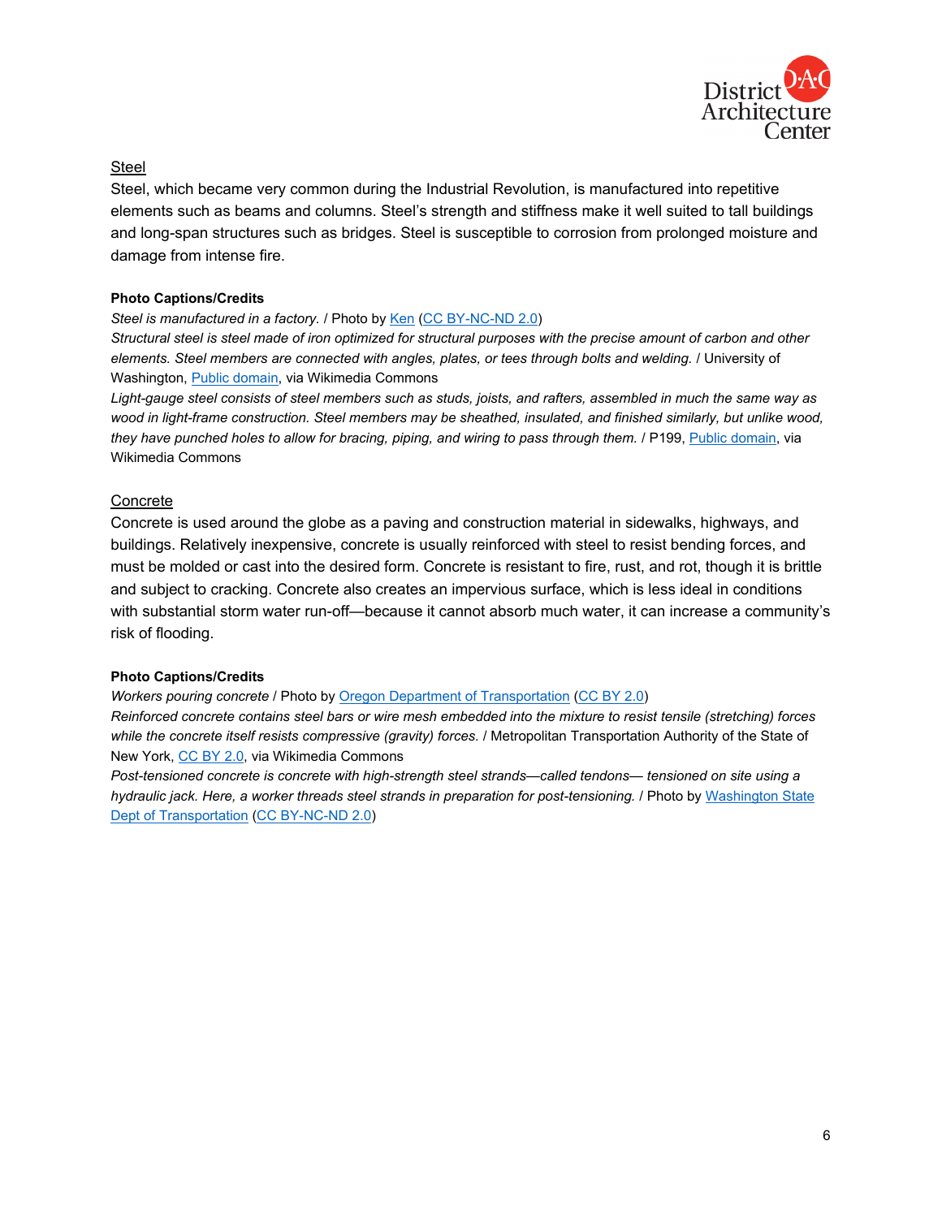## Steel

Steel, which became very common during the Industrial Revolution, is manufactured into repetitive elements such as beams and columns. Steel's strength and stiffness make it well suited to tall buildings and long-span structures such as bridges. Steel is susceptible to corrosion from prolonged moisture and damage from intense fire.

**Photo Captions/Credits**

*Steel is manufactured in a factory.* / Photo by Ken (CC BY-NC-ND 2.0)
*Structural steel is steel made of iron optimized for structural purposes with the precise amount of carbon and other elements. Steel members are connected with angles, plates, or tees through bolts and welding.* / University of Washington, Public domain, via Wikimedia Commons
*Light-gauge steel consists of steel members such as studs, joists, and rafters, assembled in much the same way as wood in light-frame construction. Steel members may be sheathed, insulated, and finished similarly, but unlike wood, they have punched holes to allow for bracing, piping, and wiring to pass through them.* / P199, Public domain, via Wikimedia Commons

## Concrete

Concrete is used around the globe as a paving and construction material in sidewalks, highways, and buildings. Relatively inexpensive, concrete is usually reinforced with steel to resist bending forces, and must be molded or cast into the desired form. Concrete is resistant to fire, rust, and rot, though it is brittle and subject to cracking. Concrete also creates an impervious surface, which is less ideal in conditions with substantial storm water run-off—because it cannot absorb much water, it can increase a community's risk of flooding.

**Photo Captions/Credits**

*Workers pouring concrete* / Photo by Oregon Department of Transportation (CC BY 2.0)
*Reinforced concrete contains steel bars or wire mesh embedded into the mixture to resist tensile (stretching) forces while the concrete itself resists compressive (gravity) forces.* / Metropolitan Transportation Authority of the State of New York, CC BY 2.0, via Wikimedia Commons
*Post-tensioned concrete is concrete with high-strength steel strands—called tendons— tensioned on site using a hydraulic jack. Here, a worker threads steel strands in preparation for post-tensioning.* / Photo by Washington State Dept of Transportation (CC BY-NC-ND 2.0)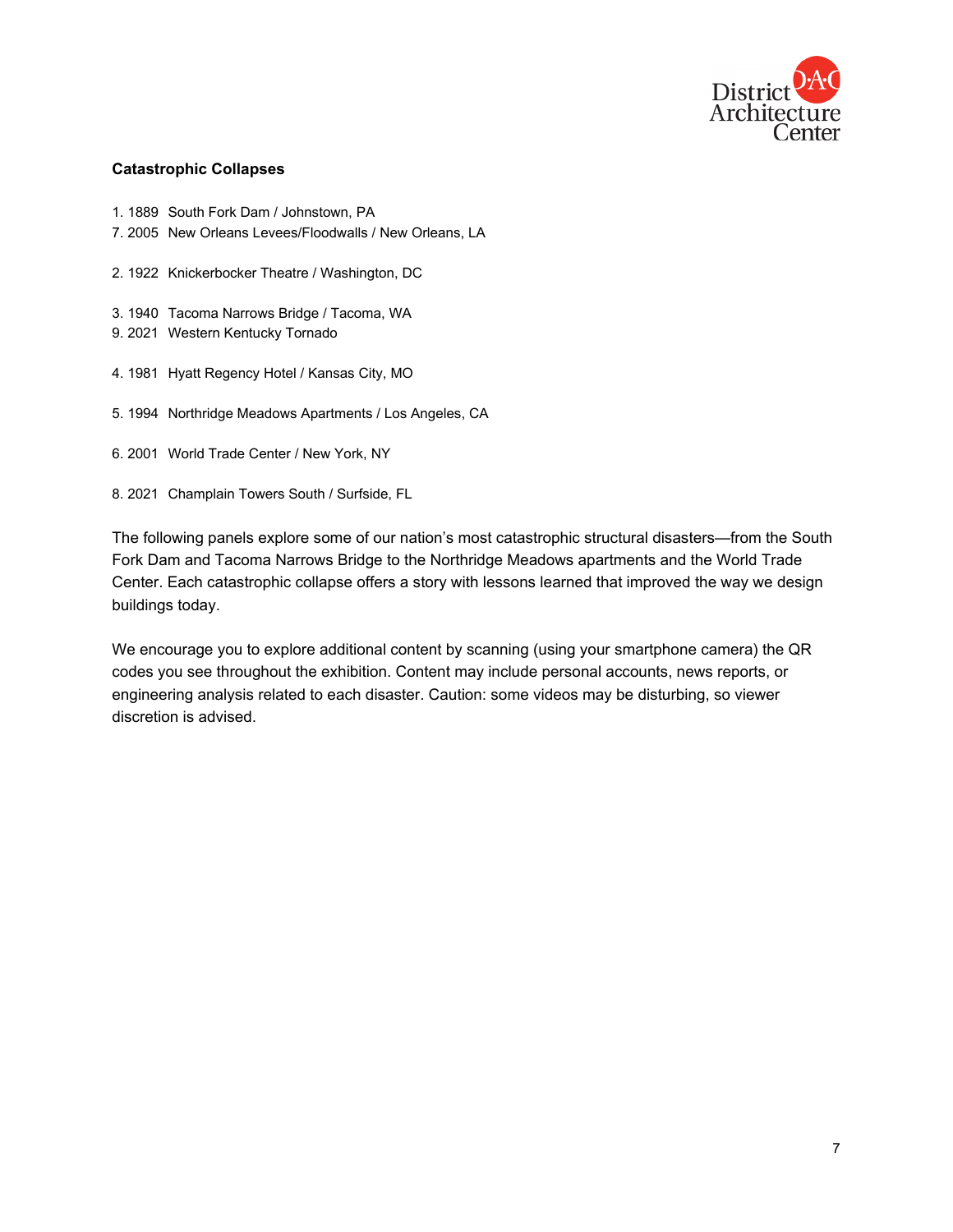**Catastrophic Collapses**

1. 1889 South Fork Dam / Johnstown, PA
7. 2005 New Orleans Levees/Floodwalls / New Orleans, LA

2. 1922 Knickerbocker Theatre / Washington, DC

3. 1940 Tacoma Narrows Bridge / Tacoma, WA
9. 2021 Western Kentucky Tornado

4. 1981 Hyatt Regency Hotel / Kansas City, MO

5. 1994 Northridge Meadows Apartments / Los Angeles, CA

6. 2001 World Trade Center / New York, NY

8. 2021 Champlain Towers South / Surfside, FL

The following panels explore some of our nation's most catastrophic structural disasters—from the South Fork Dam and Tacoma Narrows Bridge to the Northridge Meadows apartments and the World Trade Center. Each catastrophic collapse offers a story with lessons learned that improved the way we design buildings today.

We encourage you to explore additional content by scanning (using your smartphone camera) the QR codes you see throughout the exhibition. Content may include personal accounts, news reports, or engineering analysis related to each disaster. Caution: some videos may be disturbing, so viewer discretion is advised.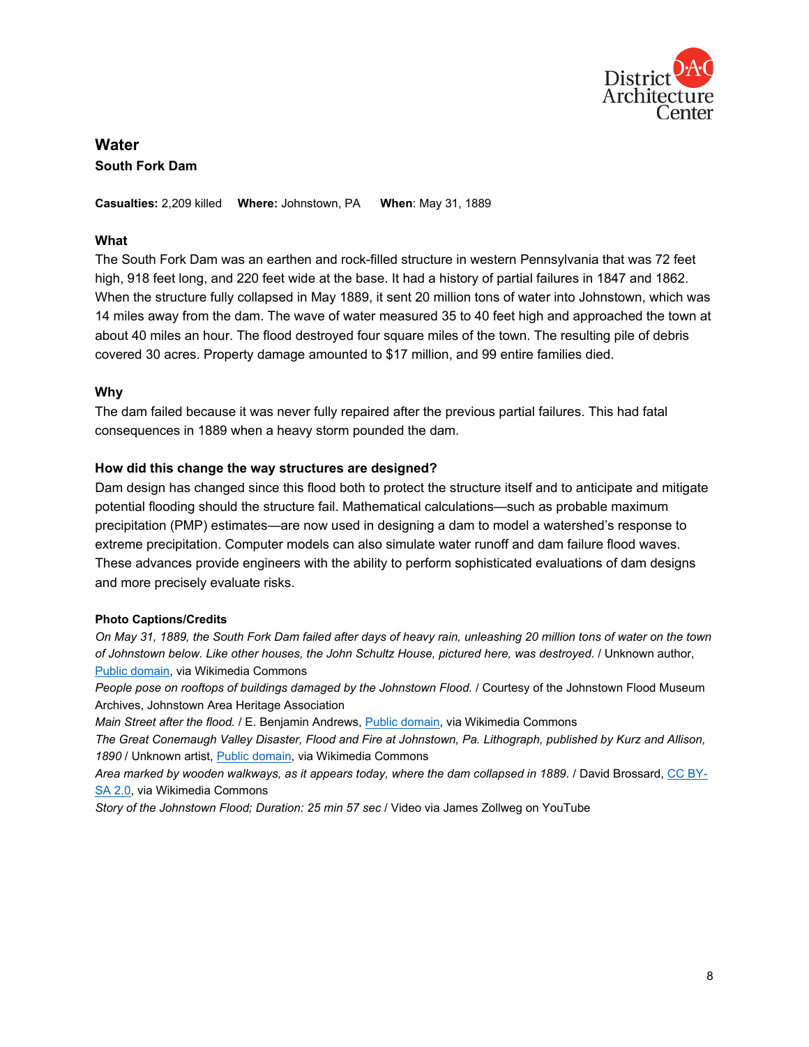## Water

### South Fork Dam

**Casualties:** 2,209 killed **Where:** Johnstown, PA **When**: May 31, 1889

**What**

The South Fork Dam was an earthen and rock-filled structure in western Pennsylvania that was 72 feet high, 918 feet long, and 220 feet wide at the base. It had a history of partial failures in 1847 and 1862. When the structure fully collapsed in May 1889, it sent 20 million tons of water into Johnstown, which was 14 miles away from the dam. The wave of water measured 35 to 40 feet high and approached the town at about 40 miles an hour. The flood destroyed four square miles of the town. The resulting pile of debris covered 30 acres. Property damage amounted to $17 million, and 99 entire families died.

**Why**

The dam failed because it was never fully repaired after the previous partial failures. This had fatal consequences in 1889 when a heavy storm pounded the dam.

**How did this change the way structures are designed?**

Dam design has changed since this flood both to protect the structure itself and to anticipate and mitigate potential flooding should the structure fail. Mathematical calculations—such as probable maximum precipitation (PMP) estimates—are now used in designing a dam to model a watershed's response to extreme precipitation. Computer models can also simulate water runoff and dam failure flood waves. These advances provide engineers with the ability to perform sophisticated evaluations of dam designs and more precisely evaluate risks.

**Photo Captions/Credits**

*On May 31, 1889, the South Fork Dam failed after days of heavy rain, unleashing 20 million tons of water on the town of Johnstown below. Like other houses, the John Schultz House, pictured here, was destroyed.* / Unknown author, Public domain, via Wikimedia Commons

*People pose on rooftops of buildings damaged by the Johnstown Flood.* / Courtesy of the Johnstown Flood Museum Archives, Johnstown Area Heritage Association

*Main Street after the flood.* / E. Benjamin Andrews, Public domain, via Wikimedia Commons

*The Great Conemaugh Valley Disaster, Flood and Fire at Johnstown, Pa. Lithograph, published by Kurz and Allison, 1890* / Unknown artist, Public domain, via Wikimedia Commons

*Area marked by wooden walkways, as it appears today, where the dam collapsed in 1889.* / David Brossard, CC BY-SA 2.0, via Wikimedia Commons

*Story of the Johnstown Flood; Duration: 25 min 57 sec* / Video via James Zollweg on YouTube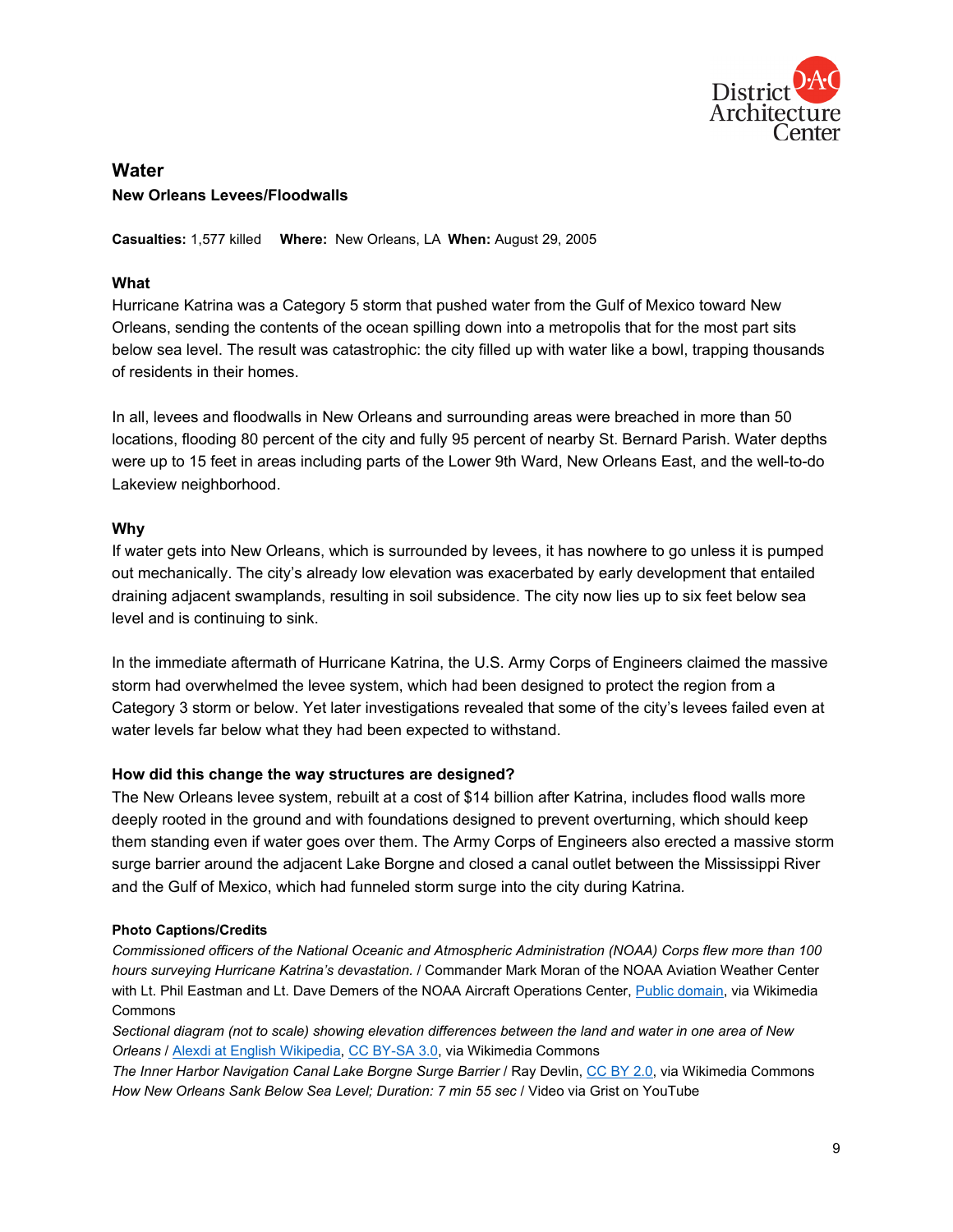## Water

### New Orleans Levees/Floodwalls

**Casualties:** 1,577 killed **Where:** New Orleans, LA **When:** August 29, 2005

**What**

Hurricane Katrina was a Category 5 storm that pushed water from the Gulf of Mexico toward New Orleans, sending the contents of the ocean spilling down into a metropolis that for the most part sits below sea level. The result was catastrophic: the city filled up with water like a bowl, trapping thousands of residents in their homes.

In all, levees and floodwalls in New Orleans and surrounding areas were breached in more than 50 locations, flooding 80 percent of the city and fully 95 percent of nearby St. Bernard Parish. Water depths were up to 15 feet in areas including parts of the Lower 9th Ward, New Orleans East, and the well-to-do Lakeview neighborhood.

**Why**

If water gets into New Orleans, which is surrounded by levees, it has nowhere to go unless it is pumped out mechanically. The city's already low elevation was exacerbated by early development that entailed draining adjacent swamplands, resulting in soil subsidence. The city now lies up to six feet below sea level and is continuing to sink.

In the immediate aftermath of Hurricane Katrina, the U.S. Army Corps of Engineers claimed the massive storm had overwhelmed the levee system, which had been designed to protect the region from a Category 3 storm or below. Yet later investigations revealed that some of the city's levees failed even at water levels far below what they had been expected to withstand.

**How did this change the way structures are designed?**

The New Orleans levee system, rebuilt at a cost of $14 billion after Katrina, includes flood walls more deeply rooted in the ground and with foundations designed to prevent overturning, which should keep them standing even if water goes over them. The Army Corps of Engineers also erected a massive storm surge barrier around the adjacent Lake Borgne and closed a canal outlet between the Mississippi River and the Gulf of Mexico, which had funneled storm surge into the city during Katrina.

**Photo Captions/Credits**

*Commissioned officers of the National Oceanic and Atmospheric Administration (NOAA) Corps flew more than 100 hours surveying Hurricane Katrina's devastation.* / Commander Mark Moran of the NOAA Aviation Weather Center with Lt. Phil Eastman and Lt. Dave Demers of the NOAA Aircraft Operations Center, Public domain, via Wikimedia Commons

*Sectional diagram (not to scale) showing elevation differences between the land and water in one area of New Orleans* / Alexdi at English Wikipedia, CC BY-SA 3.0, via Wikimedia Commons

*The Inner Harbor Navigation Canal Lake Borgne Surge Barrier* / Ray Devlin, CC BY 2.0, via Wikimedia Commons

*How New Orleans Sank Below Sea Level; Duration: 7 min 55 sec* / Video via Grist on YouTube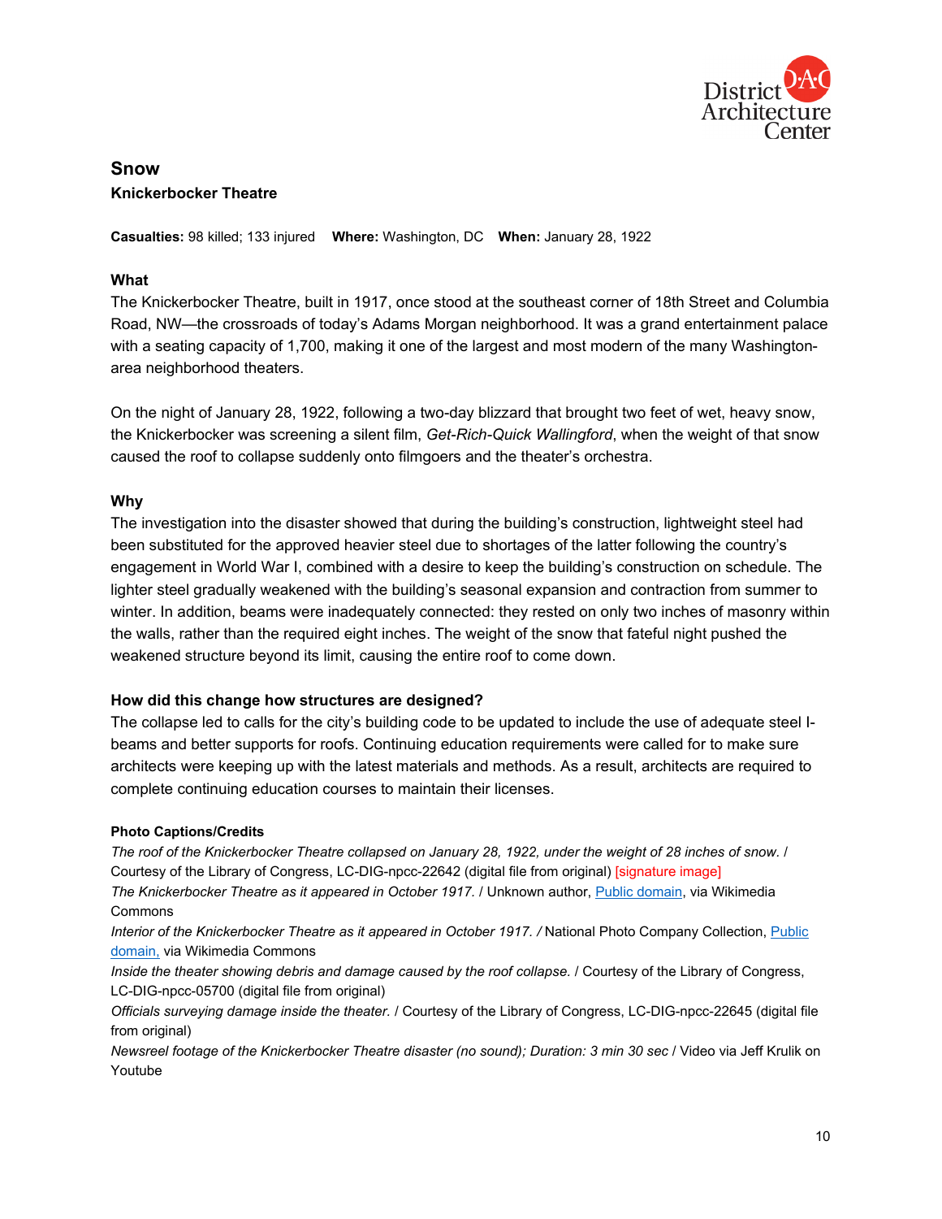## Snow

### Knickerbocker Theatre

**Casualties:** 98 killed; 133 injured **Where:** Washington, DC **When:** January 28, 1922

### What

The Knickerbocker Theatre, built in 1917, once stood at the southeast corner of 18th Street and Columbia Road, NW—the crossroads of today's Adams Morgan neighborhood. It was a grand entertainment palace with a seating capacity of 1,700, making it one of the largest and most modern of the many Washington-area neighborhood theaters.

On the night of January 28, 1922, following a two-day blizzard that brought two feet of wet, heavy snow, the Knickerbocker was screening a silent film, *Get-Rich-Quick Wallingford*, when the weight of that snow caused the roof to collapse suddenly onto filmgoers and the theater's orchestra.

### Why

The investigation into the disaster showed that during the building's construction, lightweight steel had been substituted for the approved heavier steel due to shortages of the latter following the country's engagement in World War I, combined with a desire to keep the building's construction on schedule. The lighter steel gradually weakened with the building's seasonal expansion and contraction from summer to winter. In addition, beams were inadequately connected: they rested on only two inches of masonry within the walls, rather than the required eight inches. The weight of the snow that fateful night pushed the weakened structure beyond its limit, causing the entire roof to come down.

### How did this change how structures are designed?

The collapse led to calls for the city's building code to be updated to include the use of adequate steel I-beams and better supports for roofs. Continuing education requirements were called for to make sure architects were keeping up with the latest materials and methods. As a result, architects are required to complete continuing education courses to maintain their licenses.

#### Photo Captions/Credits

*The roof of the Knickerbocker Theatre collapsed on January 28, 1922, under the weight of 28 inches of snow.* / Courtesy of the Library of Congress, LC-DIG-npcc-22642 (digital file from original) [signature image]

*The Knickerbocker Theatre as it appeared in October 1917.* / Unknown author, Public domain, via Wikimedia Commons

*Interior of the Knickerbocker Theatre as it appeared in October 1917. /* National Photo Company Collection, Public domain, via Wikimedia Commons

*Inside the theater showing debris and damage caused by the roof collapse.* / Courtesy of the Library of Congress, LC-DIG-npcc-05700 (digital file from original)

*Officials surveying damage inside the theater.* / Courtesy of the Library of Congress, LC-DIG-npcc-22645 (digital file from original)

*Newsreel footage of the Knickerbocker Theatre disaster (no sound); Duration: 3 min 30 sec* / Video via Jeff Krulik on Youtube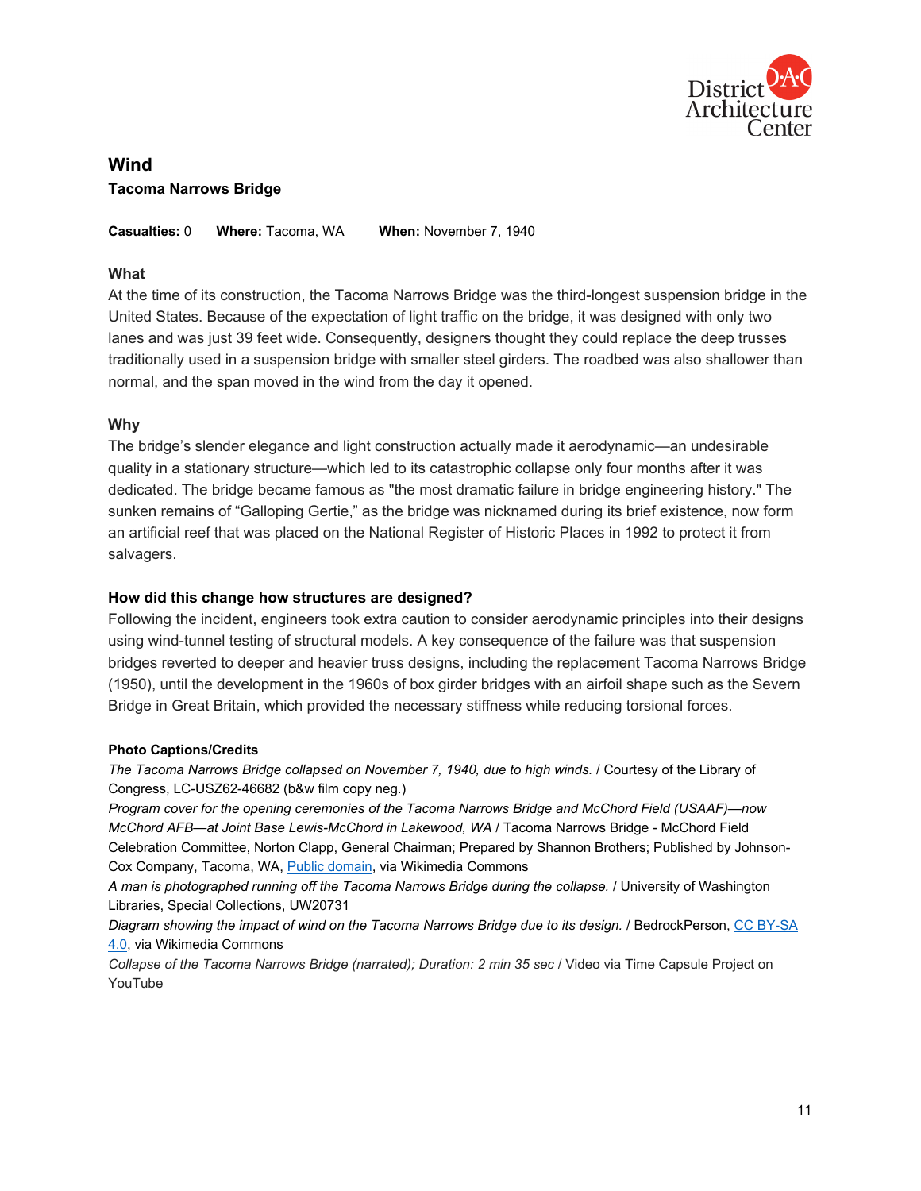# Wind

## Tacoma Narrows Bridge

**Casualties:** 0 **Where:** Tacoma, WA **When:** November 7, 1940

### What

At the time of its construction, the Tacoma Narrows Bridge was the third-longest suspension bridge in the United States. Because of the expectation of light traffic on the bridge, it was designed with only two lanes and was just 39 feet wide. Consequently, designers thought they could replace the deep trusses traditionally used in a suspension bridge with smaller steel girders. The roadbed was also shallower than normal, and the span moved in the wind from the day it opened.

### Why

The bridge's slender elegance and light construction actually made it aerodynamic—an undesirable quality in a stationary structure—which led to its catastrophic collapse only four months after it was dedicated. The bridge became famous as "the most dramatic failure in bridge engineering history." The sunken remains of "Galloping Gertie," as the bridge was nicknamed during its brief existence, now form an artificial reef that was placed on the National Register of Historic Places in 1992 to protect it from salvagers.

### How did this change how structures are designed?

Following the incident, engineers took extra caution to consider aerodynamic principles into their designs using wind-tunnel testing of structural models. A key consequence of the failure was that suspension bridges reverted to deeper and heavier truss designs, including the replacement Tacoma Narrows Bridge (1950), until the development in the 1960s of box girder bridges with an airfoil shape such as the Severn Bridge in Great Britain, which provided the necessary stiffness while reducing torsional forces.

#### Photo Captions/Credits

*The Tacoma Narrows Bridge collapsed on November 7, 1940, due to high winds.* / Courtesy of the Library of Congress, LC-USZ62-46682 (b&w film copy neg.)

*Program cover for the opening ceremonies of the Tacoma Narrows Bridge and McChord Field (USAAF)—now McChord AFB—at Joint Base Lewis-McChord in Lakewood, WA* / Tacoma Narrows Bridge - McChord Field Celebration Committee, Norton Clapp, General Chairman; Prepared by Shannon Brothers; Published by Johnson-Cox Company, Tacoma, WA, Public domain, via Wikimedia Commons

*A man is photographed running off the Tacoma Narrows Bridge during the collapse.* / University of Washington Libraries, Special Collections, UW20731

*Diagram showing the impact of wind on the Tacoma Narrows Bridge due to its design.* / BedrockPerson, CC BY-SA 4.0, via Wikimedia Commons

*Collapse of the Tacoma Narrows Bridge (narrated); Duration: 2 min 35 sec* / Video via Time Capsule Project on YouTube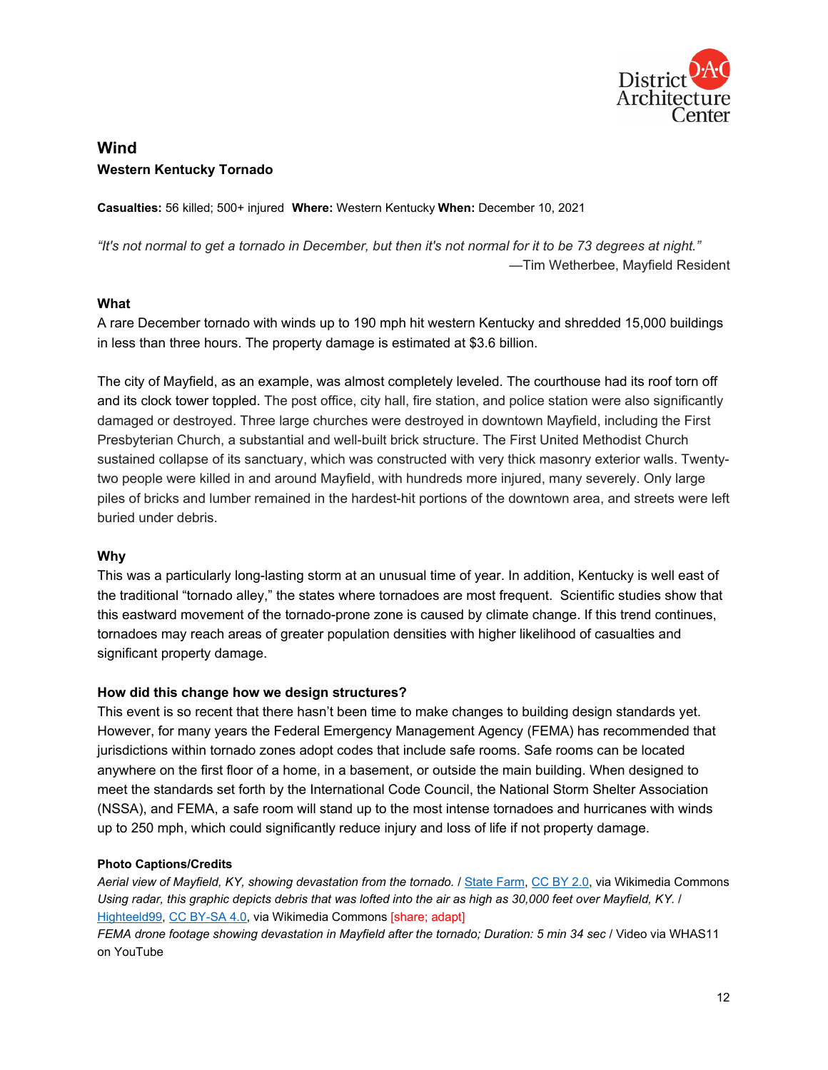## Wind

### Western Kentucky Tornado

**Casualties:** 56 killed; 500+ injured **Where:** Western Kentucky **When:** December 10, 2021

*"It's not normal to get a tornado in December, but then it's not normal for it to be 73 degrees at night."*
—Tim Wetherbee, Mayfield Resident

**What**

A rare December tornado with winds up to 190 mph hit western Kentucky and shredded 15,000 buildings in less than three hours. The property damage is estimated at $3.6 billion.

The city of Mayfield, as an example, was almost completely leveled. The courthouse had its roof torn off and its clock tower toppled. The post office, city hall, fire station, and police station were also significantly damaged or destroyed. Three large churches were destroyed in downtown Mayfield, including the First Presbyterian Church, a substantial and well-built brick structure. The First United Methodist Church sustained collapse of its sanctuary, which was constructed with very thick masonry exterior walls. Twenty-two people were killed in and around Mayfield, with hundreds more injured, many severely. Only large piles of bricks and lumber remained in the hardest-hit portions of the downtown area, and streets were left buried under debris.

**Why**

This was a particularly long-lasting storm at an unusual time of year. In addition, Kentucky is well east of the traditional "tornado alley," the states where tornadoes are most frequent. Scientific studies show that this eastward movement of the tornado-prone zone is caused by climate change. If this trend continues, tornadoes may reach areas of greater population densities with higher likelihood of casualties and significant property damage.

**How did this change how we design structures?**

This event is so recent that there hasn't been time to make changes to building design standards yet. However, for many years the Federal Emergency Management Agency (FEMA) has recommended that jurisdictions within tornado zones adopt codes that include safe rooms. Safe rooms can be located anywhere on the first floor of a home, in a basement, or outside the main building. When designed to meet the standards set forth by the International Code Council, the National Storm Shelter Association (NSSA), and FEMA, a safe room will stand up to the most intense tornadoes and hurricanes with winds up to 250 mph, which could significantly reduce injury and loss of life if not property damage.

**Photo Captions/Credits**

*Aerial view of Mayfield, KY, showing devastation from the tornado.* / State Farm, CC BY 2.0, via Wikimedia Commons
*Using radar, this graphic depicts debris that was lofted into the air as high as 30,000 feet over Mayfield, KY.* / Highteeld99, CC BY-SA 4.0, via Wikimedia Commons [share; adapt]
*FEMA drone footage showing devastation in Mayfield after the tornado; Duration: 5 min 34 sec* / Video via WHAS11 on YouTube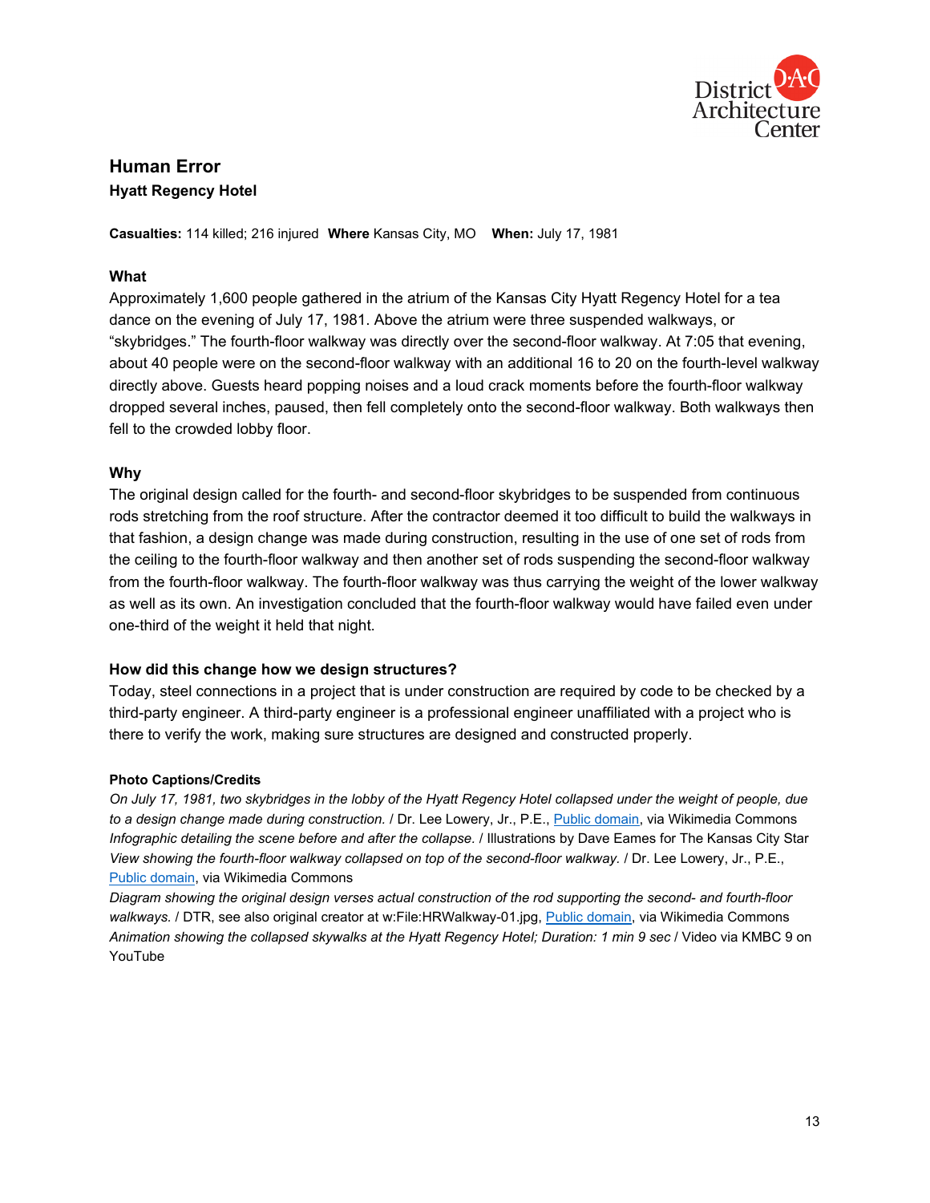## Human Error

### Hyatt Regency Hotel

**Casualties:** 114 killed; 216 injured **Where** Kansas City, MO **When:** July 17, 1981

### What

Approximately 1,600 people gathered in the atrium of the Kansas City Hyatt Regency Hotel for a tea dance on the evening of July 17, 1981. Above the atrium were three suspended walkways, or "skybridges." The fourth-floor walkway was directly over the second-floor walkway. At 7:05 that evening, about 40 people were on the second-floor walkway with an additional 16 to 20 on the fourth-level walkway directly above. Guests heard popping noises and a loud crack moments before the fourth-floor walkway dropped several inches, paused, then fell completely onto the second-floor walkway. Both walkways then fell to the crowded lobby floor.

### Why

The original design called for the fourth- and second-floor skybridges to be suspended from continuous rods stretching from the roof structure. After the contractor deemed it too difficult to build the walkways in that fashion, a design change was made during construction, resulting in the use of one set of rods from the ceiling to the fourth-floor walkway and then another set of rods suspending the second-floor walkway from the fourth-floor walkway. The fourth-floor walkway was thus carrying the weight of the lower walkway as well as its own. An investigation concluded that the fourth-floor walkway would have failed even under one-third of the weight it held that night.

### How did this change how we design structures?

Today, steel connections in a project that is under construction are required by code to be checked by a third-party engineer. A third-party engineer is a professional engineer unaffiliated with a project who is there to verify the work, making sure structures are designed and constructed properly.

#### Photo Captions/Credits

*On July 17, 1981, two skybridges in the lobby of the Hyatt Regency Hotel collapsed under the weight of people, due to a design change made during construction.* / Dr. Lee Lowery, Jr., P.E., Public domain, via Wikimedia Commons

*Infographic detailing the scene before and after the collapse.* / Illustrations by Dave Eames for The Kansas City Star

*View showing the fourth-floor walkway collapsed on top of the second-floor walkway.* / Dr. Lee Lowery, Jr., P.E., Public domain, via Wikimedia Commons

*Diagram showing the original design verses actual construction of the rod supporting the second- and fourth-floor walkways.* / DTR, see also original creator at w:File:HRWalkway-01.jpg, Public domain, via Wikimedia Commons

*Animation showing the collapsed skywalks at the Hyatt Regency Hotel; Duration: 1 min 9 sec* / Video via KMBC 9 on YouTube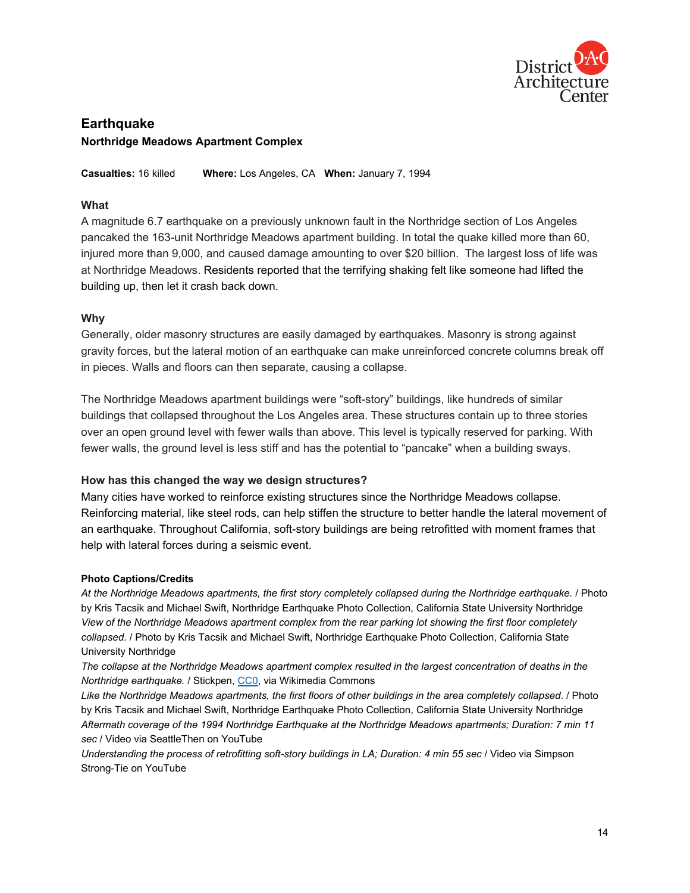## Earthquake

### Northridge Meadows Apartment Complex

**Casualties:** 16 killed **Where:** Los Angeles, CA **When:** January 7, 1994

#### What

A magnitude 6.7 earthquake on a previously unknown fault in the Northridge section of Los Angeles pancaked the 163-unit Northridge Meadows apartment building. In total the quake killed more than 60, injured more than 9,000, and caused damage amounting to over $20 billion. The largest loss of life was at Northridge Meadows. Residents reported that the terrifying shaking felt like someone had lifted the building up, then let it crash back down.

#### Why

Generally, older masonry structures are easily damaged by earthquakes. Masonry is strong against gravity forces, but the lateral motion of an earthquake can make unreinforced concrete columns break off in pieces. Walls and floors can then separate, causing a collapse.

The Northridge Meadows apartment buildings were "soft-story" buildings, like hundreds of similar buildings that collapsed throughout the Los Angeles area. These structures contain up to three stories over an open ground level with fewer walls than above. This level is typically reserved for parking. With fewer walls, the ground level is less stiff and has the potential to "pancake" when a building sways.

#### How has this changed the way we design structures?

Many cities have worked to reinforce existing structures since the Northridge Meadows collapse. Reinforcing material, like steel rods, can help stiffen the structure to better handle the lateral movement of an earthquake. Throughout California, soft-story buildings are being retrofitted with moment frames that help with lateral forces during a seismic event.

##### Photo Captions/Credits

*At the Northridge Meadows apartments, the first story completely collapsed during the Northridge earthquake.* / Photo by Kris Tacsik and Michael Swift, Northridge Earthquake Photo Collection, California State University Northridge
*View of the Northridge Meadows apartment complex from the rear parking lot showing the first floor completely collapsed.* / Photo by Kris Tacsik and Michael Swift, Northridge Earthquake Photo Collection, California State University Northridge
*The collapse at the Northridge Meadows apartment complex resulted in the largest concentration of deaths in the Northridge earthquake.* / Stickpen, CC0, via Wikimedia Commons
*Like the Northridge Meadows apartments, the first floors of other buildings in the area completely collapsed.* / Photo by Kris Tacsik and Michael Swift, Northridge Earthquake Photo Collection, California State University Northridge
*Aftermath coverage of the 1994 Northridge Earthquake at the Northridge Meadows apartments; Duration: 7 min 11 sec* / Video via SeattleThen on YouTube
*Understanding the process of retrofitting soft-story buildings in LA; Duration: 4 min 55 sec* / Video via Simpson Strong-Tie on YouTube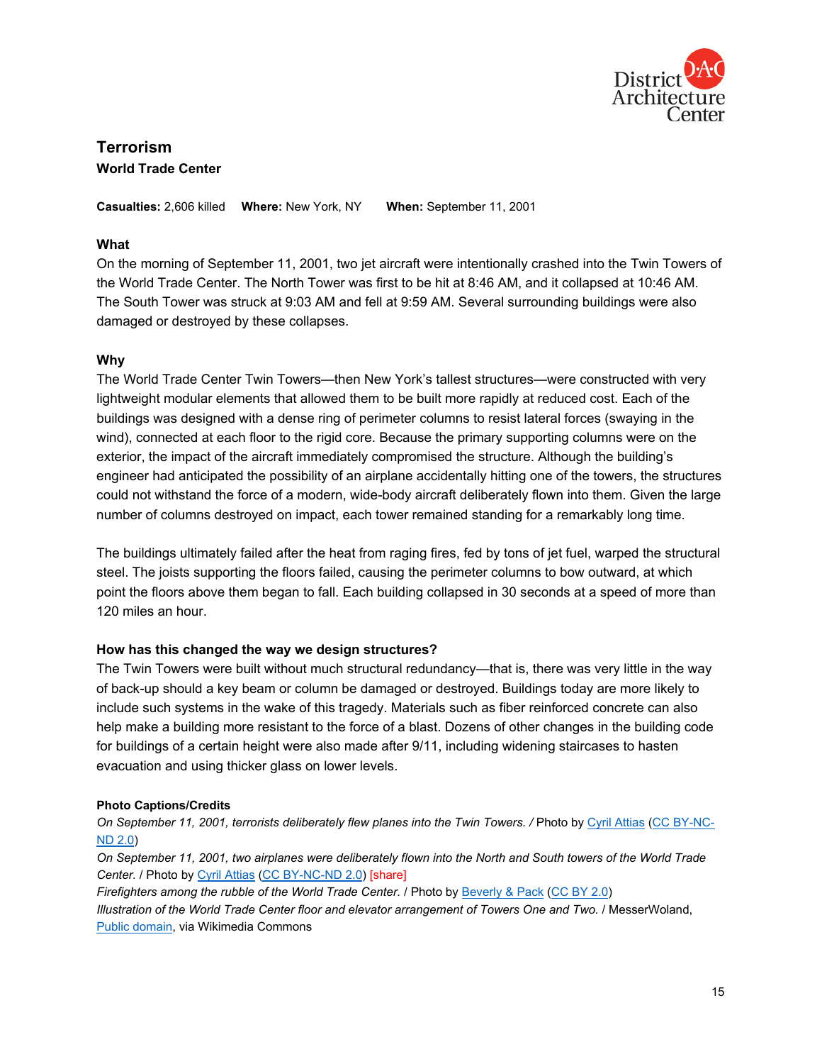## Terrorism

### World Training Center

## Terrorism

### World Trade Center

**Casualties:** 2,606 killed **Where:** New York, NY **When:** September 11, 2001

### What

On the morning of September 11, 2001, two jet aircraft were intentionally crashed into the Twin Towers of the World Trade Center. The North Tower was first to be hit at 8:46 AM, and it collapsed at 10:46 AM. The South Tower was struck at 9:03 AM and fell at 9:59 AM. Several surrounding buildings were also damaged or destroyed by these collapses.

### Why

The World Trade Center Twin Towers—then New York's tallest structures—were constructed with very lightweight modular elements that allowed them to be built more rapidly at reduced cost. Each of the buildings was designed with a dense ring of perimeter columns to resist lateral forces (swaying in the wind), connected at each floor to the rigid core. Because the primary supporting columns were on the exterior, the impact of the aircraft immediately compromised the structure. Although the building's engineer had anticipated the possibility of an airplane accidentally hitting one of the towers, the structures could not withstand the force of a modern, wide-body aircraft deliberately flown into them. Given the large number of columns destroyed on impact, each tower remained standing for a remarkably long time.

The buildings ultimately failed after the heat from raging fires, fed by tons of jet fuel, warped the structural steel. The joists supporting the floors failed, causing the perimeter columns to bow outward, at which point the floors above them began to fall. Each building collapsed in 30 seconds at a speed of more than 120 miles an hour.

### How has this changed the way we design structures?

The Twin Towers were built without much structural redundancy—that is, there was very little in the way of back-up should a key beam or column be damaged or destroyed. Buildings today are more likely to include such systems in the wake of this tragedy. Materials such as fiber reinforced concrete can also help make a building more resistant to the force of a blast. Dozens of other changes in the building code for buildings of a certain height were also made after 9/11, including widening staircases to hasten evacuation and using thicker glass on lower levels.

#### Photo Captions/Credits

*On September 11, 2001, terrorists deliberately flew planes into the Twin Towers.* / Photo by Cyril Attias (CC BY-NC-ND 2.0)

*On September 11, 2001, two airplanes were deliberately flown into the North and South towers of the World Trade Center.* / Photo by Cyril Attias (CC BY-NC-ND 2.0) [share]

*Firefighters among the rubble of the World Trade Center.* / Photo by Beverly & Pack (CC BY 2.0)

*Illustration of the World Trade Center floor and elevator arrangement of Towers One and Two.* / MesserWoland, Public domain, via Wikimedia Commons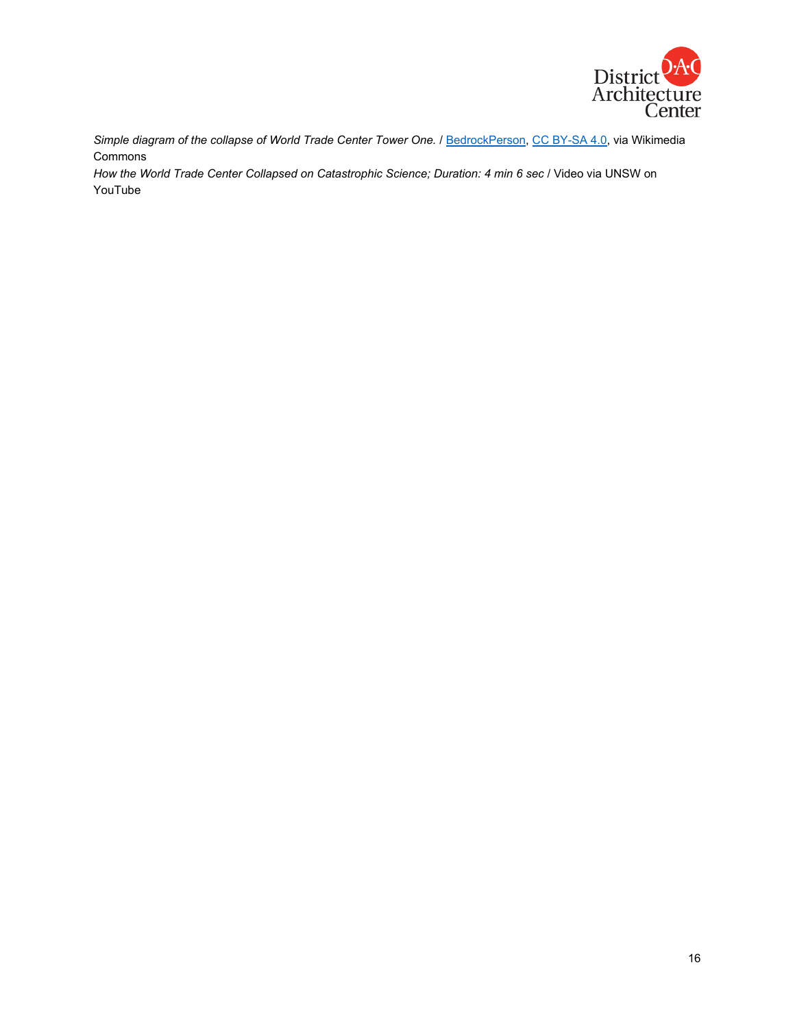*Simple diagram of the collapse of World Trade Center Tower One.* / BedrockPerson, CC BY-SA 4.0, via Wikimedia Commons

*How the World Trade Center Collapsed on Catastrophic Science; Duration: 4 min 6 sec* / Video via UNSW on YouTube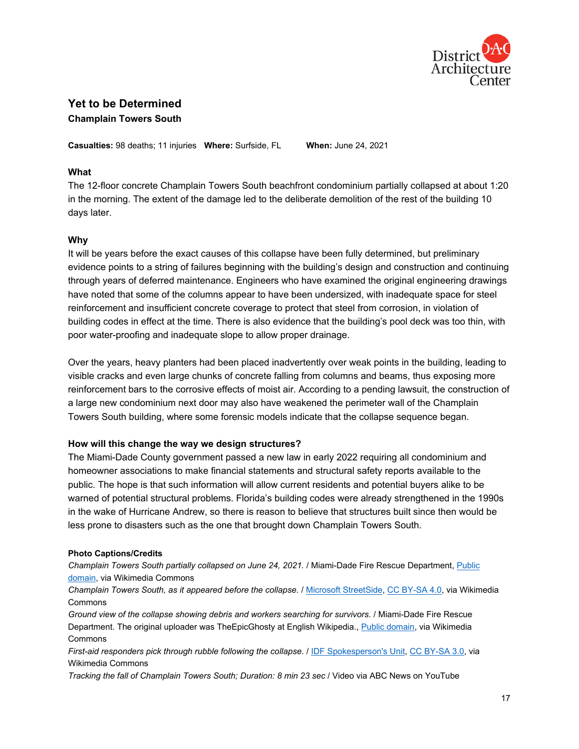## Yet to be Determined

### Champlain Towers South

**Casualties:** 98 deaths; 11 injuries **Where:** Surfside, FL **When:** June 24, 2021

#### What

The 12-floor concrete Champlain Towers South beachfront condominium partially collapsed at about 1:20 in the morning. The extent of the damage led to the deliberate demolition of the rest of the building 10 days later.

#### Why

It will be years before the exact causes of this collapse have been fully determined, but preliminary evidence points to a string of failures beginning with the building's design and construction and continuing through years of deferred maintenance. Engineers who have examined the original engineering drawings have noted that some of the columns appear to have been undersized, with inadequate space for steel reinforcement and insufficient concrete coverage to protect that steel from corrosion, in violation of building codes in effect at the time. There is also evidence that the building's pool deck was too thin, with poor water-proofing and inadequate slope to allow proper drainage.

Over the years, heavy planters had been placed inadvertently over weak points in the building, leading to visible cracks and even large chunks of concrete falling from columns and beams, thus exposing more reinforcement bars to the corrosive effects of moist air. According to a pending lawsuit, the construction of a large new condominium next door may also have weakened the perimeter wall of the Champlain Towers South building, where some forensic models indicate that the collapse sequence began.

#### How will this change the way we design structures?

The Miami-Dade County government passed a new law in early 2022 requiring all condominium and homeowner associations to make financial statements and structural safety reports available to the public. The hope is that such information will allow current residents and potential buyers alike to be warned of potential structural problems. Florida's building codes were already strengthened in the 1990s in the wake of Hurricane Andrew, so there is reason to believe that structures built since then would be less prone to disasters such as the one that brought down Champlain Towers South.

**Photo Captions/Credits**

*Champlain Towers South partially collapsed on June 24, 2021.* / Miami-Dade Fire Rescue Department, Public domain, via Wikimedia Commons

*Champlain Towers South, as it appeared before the collapse.* / Microsoft StreetSide, CC BY-SA 4.0, via Wikimedia Commons

*Ground view of the collapse showing debris and workers searching for survivors.* / Miami-Dade Fire Rescue Department. The original uploader was TheEpicGhosty at English Wikipedia., Public domain, via Wikimedia Commons

*First-aid responders pick through rubble following the collapse.* / IDF Spokesperson's Unit, CC BY-SA 3.0, via Wikimedia Commons

*Tracking the fall of Champlain Towers South; Duration: 8 min 23 sec* / Video via ABC News on YouTube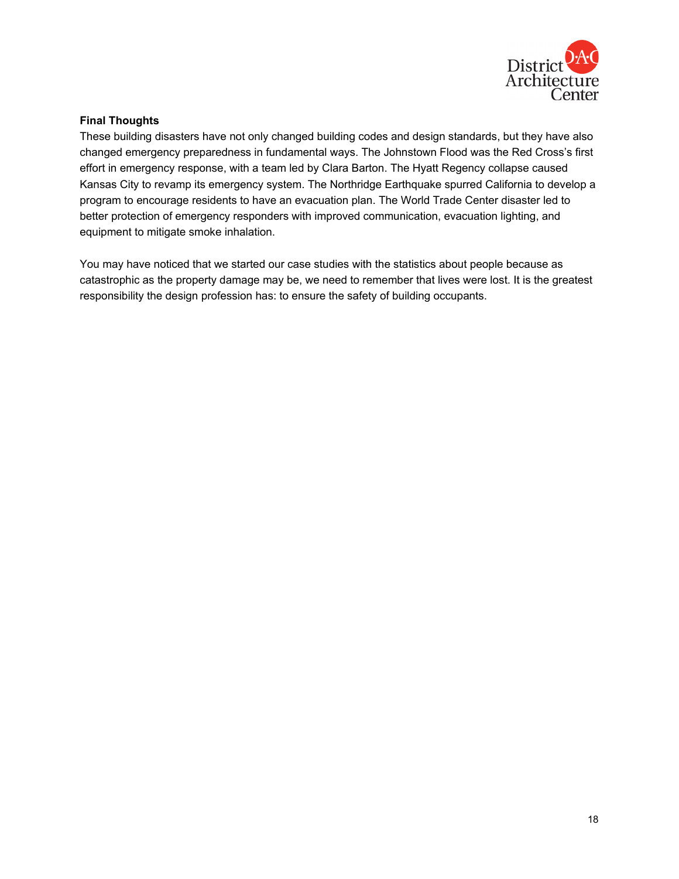**Final Thoughts**

These building disasters have not only changed building codes and design standards, but they have also changed emergency preparedness in fundamental ways. The Johnstown Flood was the Red Cross's first effort in emergency response, with a team led by Clara Barton. The Hyatt Regency collapse caused Kansas City to revamp its emergency system. The Northridge Earthquake spurred California to develop a program to encourage residents to have an evacuation plan. The World Trade Center disaster led to better protection of emergency responders with improved communication, evacuation lighting, and equipment to mitigate smoke inhalation.

You may have noticed that we started our case studies with the statistics about people because as catastrophic as the property damage may be, we need to remember that lives were lost. It is the greatest responsibility the design profession has: to ensure the safety of building occupants.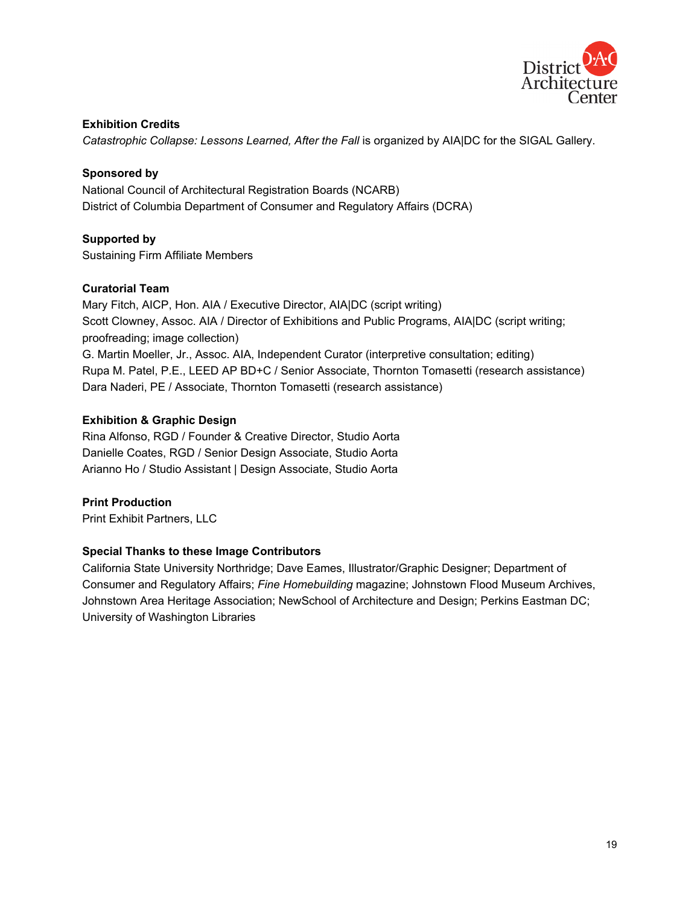**Exhibition Credits**

*Catastrophic Collapse: Lessons Learned, After the Fall* is organized by AIA|DC for the SIGAL Gallery.

**Sponsored by**

National Council of Architectural Registration Boards (NCARB)
District of Columbia Department of Consumer and Regulatory Affairs (DCRA)

**Supported by**

Sustaining Firm Affiliate Members

**Curatorial Team**

Mary Fitch, AICP, Hon. AIA / Executive Director, AIA|DC (script writing)
Scott Clowney, Assoc. AIA / Director of Exhibitions and Public Programs, AIA|DC (script writing; proofreading; image collection)
G. Martin Moeller, Jr., Assoc. AIA, Independent Curator (interpretive consultation; editing)
Rupa M. Patel, P.E., LEED AP BD+C / Senior Associate, Thornton Tomasetti (research assistance)
Dara Naderi, PE / Associate, Thornton Tomasetti (research assistance)

**Exhibition & Graphic Design**

Rina Alfonso, RGD / Founder & Creative Director, Studio Aorta
Danielle Coates, RGD / Senior Design Associate, Studio Aorta
Arianno Ho / Studio Assistant | Design Associate, Studio Aorta

**Print Production**

Print Exhibit Partners, LLC

**Special Thanks to these Image Contributors**

California State University Northridge; Dave Eames, Illustrator/Graphic Designer; Department of Consumer and Regulatory Affairs; *Fine Homebuilding* magazine; Johnstown Flood Museum Archives, Johnstown Area Heritage Association; NewSchool of Architecture and Design; Perkins Eastman DC; University of Washington Libraries